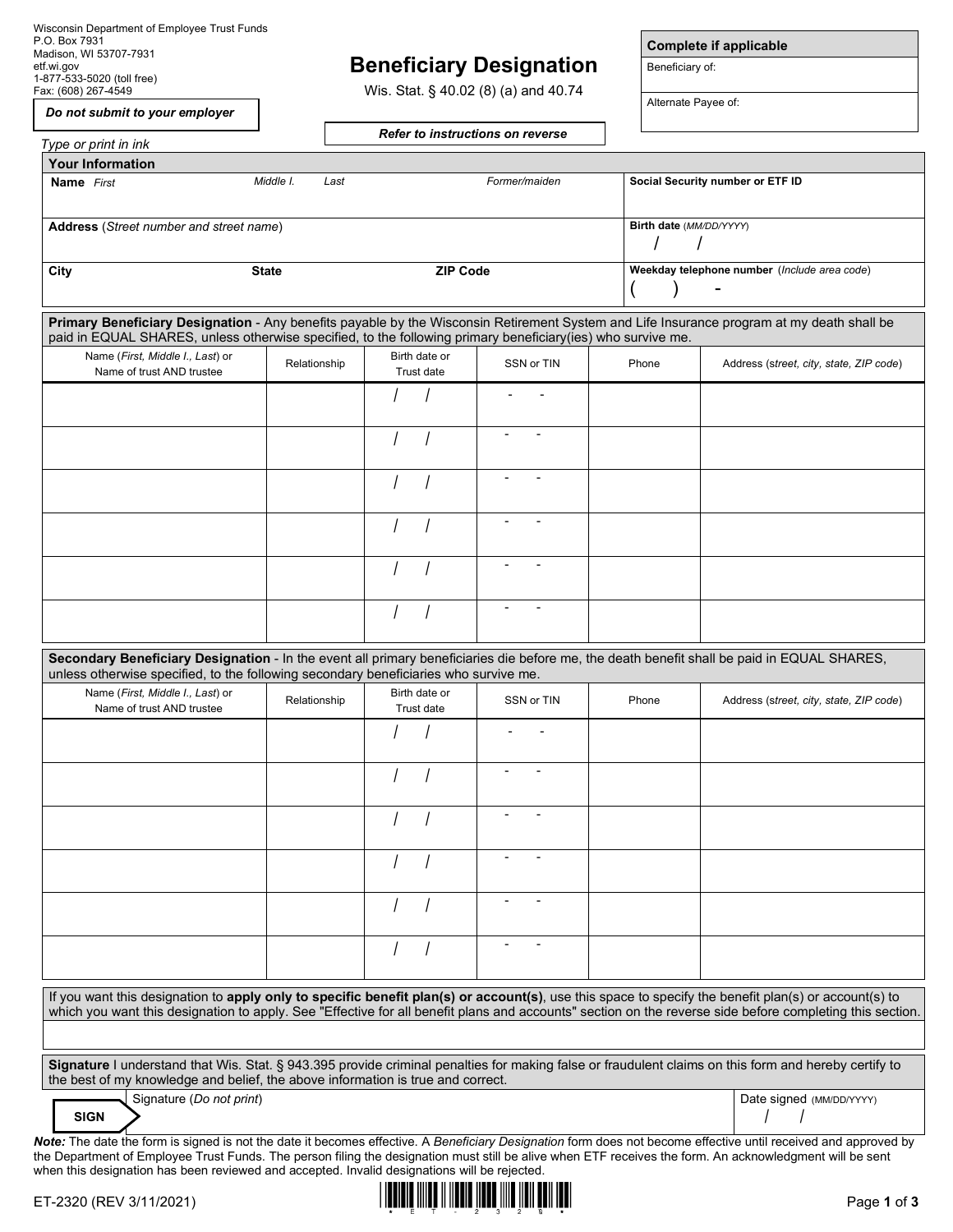Wisconsin Department of Employee Trust Funds
P.O. Box 7931
Madison, WI 53707-7931
etf.wi.gov
1-877-533-5020 (toll free)
Fax: (608) 267-4549

***Do not submit to your employer***

# Beneficiary Designation

Wis. Stat. § 40.02 (8) (a) and 40.74

***Refer to instructions on reverse***

| **Complete if applicable** |
|---|
| Beneficiary of: |
| Alternate Payee of: |

*Type or print in ink*

## Your Information

| **Name** *First* *Middle I.* *Last* *Former/maiden* | **Social Security number or ETF ID** |
|---|---|
| **Address** (*Street number and street name*) | **Birth date** (*MM/DD/YYYY*) / / |
| **City** **State** **ZIP Code** | **Weekday telephone number** (*Include area code*) ( ) - |

## Primary Beneficiary Designation

**Primary Beneficiary Designation** - Any benefits payable by the Wisconsin Retirement System and Life Insurance program at my death shall be paid in EQUAL SHARES, unless otherwise specified, to the following primary beneficiary(ies) who survive me.

| Name (*First, Middle I., Last*) or Name of trust AND trustee | Relationship | Birth date or Trust date | SSN or TIN | Phone | Address (*street, city, state, ZIP code*) |
|---|---|---|---|---|---|
| | | / / | - - | | |
| | | / / | - - | | |
| | | / / | - - | | |
| | | / / | - - | | |
| | | / / | - - | | |
| | | / / | - - | | |

## Secondary Beneficiary Designation

**Secondary Beneficiary Designation** - In the event all primary beneficiaries die before me, the death benefit shall be paid in EQUAL SHARES, unless otherwise specified, to the following secondary beneficiaries who survive me.

| Name (*First, Middle I., Last*) or Name of trust AND trustee | Relationship | Birth date or Trust date | SSN or TIN | Phone | Address (*street, city, state, ZIP code*) |
|---|---|---|---|---|---|
| | | / / | - - | | |
| | | / / | - - | | |
| | | / / | - - | | |
| | | / / | - - | | |
| | | / / | - - | | |
| | | / / | - - | | |

If you want this designation to **apply only to specific benefit plan(s) or account(s)**, use this space to specify the benefit plan(s) or account(s) to which you want this designation to apply. See "Effective for all benefit plans and accounts" section on the reverse side before completing this section.

## Signature

**Signature** I understand that Wis. Stat. § 943.395 provide criminal penalties for making false or fraudulent claims on this form and hereby certify to the best of my knowledge and belief, the above information is true and correct.

| **SIGN** Signature (*Do not print*) | Date signed (MM/DD/YYYY) / / |
|---|---|

***Note:*** The date the form is signed is not the date it becomes effective. A *Beneficiary Designation* form does not become effective until received and approved by the Department of Employee Trust Funds. The person filing the designation must still be alive when ETF receives the form. An acknowledgment will be sent when this designation has been reviewed and accepted. Invalid designations will be rejected.

ET-2320 (REV 3/11/2021)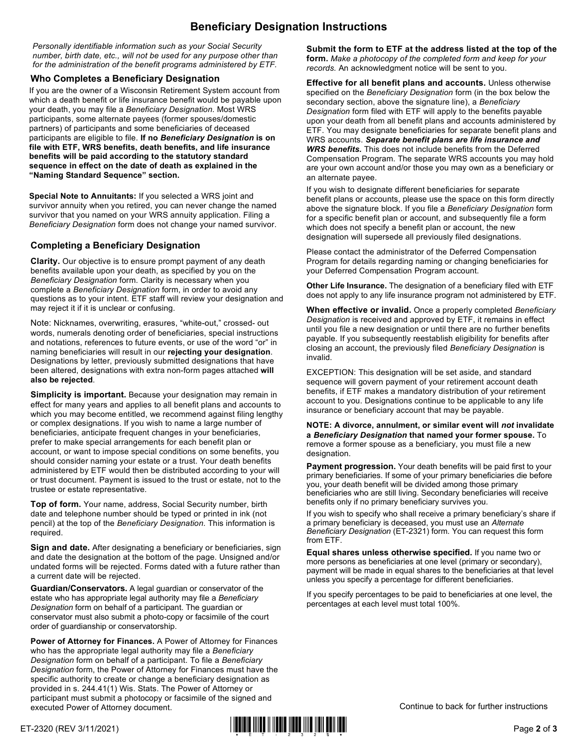# Beneficiary Designation Instructions

*Personally identifiable information such as your Social Security number, birth date, etc., will not be used for any purpose other than for the administration of the benefit programs administered by ETF.*

## Who Completes a Beneficiary Designation

If you are the owner of a Wisconsin Retirement System account from which a death benefit or life insurance benefit would be payable upon your death, you may file a *Beneficiary Designation*. Most WRS participants, some alternate payees (former spouses/domestic partners) of participants and some beneficiaries of deceased participants are eligible to file. **If no *Beneficiary Designation* is on file with ETF, WRS benefits, death benefits, and life insurance benefits will be paid according to the statutory standard sequence in effect on the date of death as explained in the "Naming Standard Sequence" section.**

**Special Note to Annuitants:** If you selected a WRS joint and survivor annuity when you retired, you can never change the named survivor that you named on your WRS annuity application. Filing a *Beneficiary Designation* form does not change your named survivor.

## Completing a Beneficiary Designation

**Clarity.** Our objective is to ensure prompt payment of any death benefits available upon your death, as specified by you on the *Beneficiary Designation* form. Clarity is necessary when you complete a *Beneficiary Designation* form, in order to avoid any questions as to your intent. ETF staff will review your designation and may reject it if it is unclear or confusing.

Note: Nicknames, overwriting, erasures, "white-out," crossed- out words, numerals denoting order of beneficiaries, special instructions and notations, references to future events, or use of the word "or" in naming beneficiaries will result in our **rejecting your designation**. Designations by letter, previously submitted designations that have been altered, designations with extra non-form pages attached **will also be rejected**.

**Simplicity is important.** Because your designation may remain in effect for many years and applies to all benefit plans and accounts to which you may become entitled, we recommend against filing lengthy or complex designations. If you wish to name a large number of beneficiaries, anticipate frequent changes in your beneficiaries, prefer to make special arrangements for each benefit plan or account, or want to impose special conditions on some benefits, you should consider naming your estate or a trust. Your death benefits administered by ETF would then be distributed according to your will or trust document. Payment is issued to the trust or estate, not to the trustee or estate representative.

**Top of form.** Your name, address, Social Security number, birth date and telephone number should be typed or printed in ink (not pencil) at the top of the *Beneficiary Designation.* This information is required.

**Sign and date.** After designating a beneficiary or beneficiaries, sign and date the designation at the bottom of the page. Unsigned and/or undated forms will be rejected. Forms dated with a future rather than a current date will be rejected.

**Guardian/Conservators.** A legal guardian or conservator of the estate who has appropriate legal authority may file a *Beneficiary Designation* form on behalf of a participant. The guardian or conservator must also submit a photo-copy or facsimile of the court order of guardianship or conservatorship.

**Power of Attorney for Finances.** A Power of Attorney for Finances who has the appropriate legal authority may file a *Beneficiary Designation* form on behalf of a participant. To file a *Beneficiary Designation* form, the Power of Attorney for Finances must have the specific authority to create or change a beneficiary designation as provided in s. 244.41(1) Wis. Stats. The Power of Attorney or participant must submit a photocopy or facsimile of the signed and executed Power of Attorney document.

**Submit the form to ETF at the address listed at the top of the form.** *Make a photocopy of the completed form and keep for your records.* An acknowledgment notice will be sent to you.

**Effective for all benefit plans and accounts.** Unless otherwise specified on the *Beneficiary Designation* form (in the box below the secondary section, above the signature line), a *Beneficiary Designation* form filed with ETF will apply to the benefits payable upon your death from all benefit plans and accounts administered by ETF. You may designate beneficiaries for separate benefit plans and WRS accounts. ***Separate benefit plans are life insurance and WRS benefits.*** This does not include benefits from the Deferred Compensation Program. The separate WRS accounts you may hold are your own account and/or those you may own as a beneficiary or an alternate payee.

If you wish to designate different beneficiaries for separate benefit plans or accounts, please use the space on this form directly above the signature block. If you file a *Beneficiary Designation* form for a specific benefit plan or account, and subsequently file a form which does not specify a benefit plan or account, the new designation will supersede all previously filed designations.

Please contact the administrator of the Deferred Compensation Program for details regarding naming or changing beneficiaries for your Deferred Compensation Program account.

**Other Life Insurance.** The designation of a beneficiary filed with ETF does not apply to any life insurance program not administered by ETF.

**When effective or invalid.** Once a properly completed *Beneficiary Designation* is received and approved by ETF, it remains in effect until you file a new designation or until there are no further benefits payable. If you subsequently reestablish eligibility for benefits after closing an account, the previously filed *Beneficiary Designation* is invalid.

EXCEPTION: This designation will be set aside, and standard sequence will govern payment of your retirement account death benefits, if ETF makes a mandatory distribution of your retirement account to you. Designations continue to be applicable to any life insurance or beneficiary account that may be payable.

**NOTE: A divorce, annulment, or similar event will *not* invalidate a *Beneficiary Designation* that named your former spouse.** To remove a former spouse as a beneficiary, you must file a new designation.

**Payment progression.** Your death benefits will be paid first to your primary beneficiaries. If some of your primary beneficiaries die before you, your death benefit will be divided among those primary beneficiaries who are still living. Secondary beneficiaries will receive benefits only if no primary beneficiary survives you.

If you wish to specify who shall receive a primary beneficiary's share if a primary beneficiary is deceased, you must use an *Alternate Beneficiary Designation* (ET-2321) form. You can request this form from ETF.

**Equal shares unless otherwise specified.** If you name two or more persons as beneficiaries at one level (primary or secondary), payment will be made in equal shares to the beneficiaries at that level unless you specify a percentage for different beneficiaries.

If you specify percentages to be paid to beneficiaries at one level, the percentages at each level must total 100%.

Continue to back for further instructions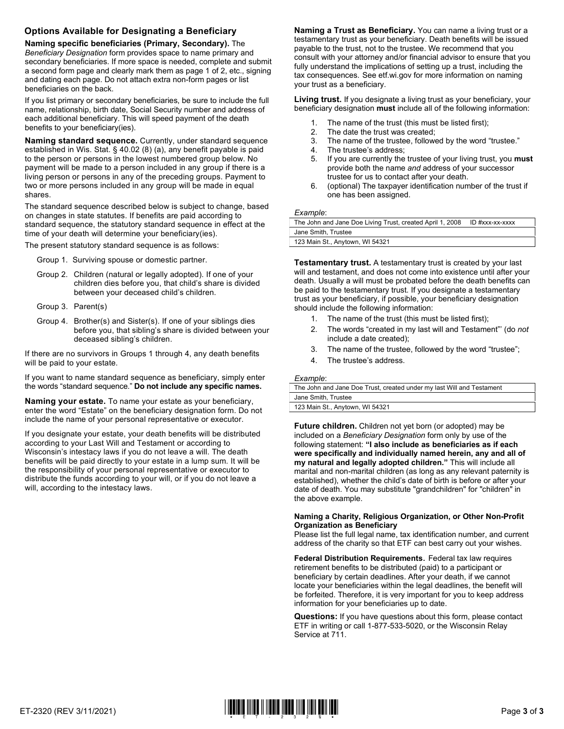## Options Available for Designating a Beneficiary

**Naming specific beneficiaries (Primary, Secondary).** The *Beneficiary Designation* form provides space to name primary and secondary beneficiaries. If more space is needed, complete and submit a second form page and clearly mark them as page 1 of 2, etc., signing and dating each page. Do not attach extra non-form pages or list beneficiaries on the back.

If you list primary or secondary beneficiaries, be sure to include the full name, relationship, birth date, Social Security number and address of each additional beneficiary. This will speed payment of the death benefits to your beneficiary(ies).

**Naming standard sequence.** Currently, under standard sequence established in Wis. Stat. § 40.02 (8) (a), any benefit payable is paid to the person or persons in the lowest numbered group below. No payment will be made to a person included in any group if there is a living person or persons in any of the preceding groups. Payment to two or more persons included in any group will be made in equal shares.

The standard sequence described below is subject to change, based on changes in state statutes. If benefits are paid according to standard sequence, the statutory standard sequence in effect at the time of your death will determine your beneficiary(ies).

The present statutory standard sequence is as follows:

- Group 1. Surviving spouse or domestic partner.
- Group 2. Children (natural or legally adopted). If one of your children dies before you, that child's share is divided between your deceased child's children.
- Group 3. Parent(s)
- Group 4. Brother(s) and Sister(s). If one of your siblings dies before you, that sibling's share is divided between your deceased sibling's children.

If there are no survivors in Groups 1 through 4, any death benefits will be paid to your estate.

If you want to name standard sequence as beneficiary, simply enter the words "standard sequence." **Do not include any specific names.**

**Naming your estate.** To name your estate as your beneficiary, enter the word "Estate" on the beneficiary designation form. Do not include the name of your personal representative or executor.

If you designate your estate, your death benefits will be distributed according to your Last Will and Testament or according to Wisconsin's intestacy laws if you do not leave a will. The death benefits will be paid directly to your estate in a lump sum. It will be the responsibility of your personal representative or executor to distribute the funds according to your will, or if you do not leave a will, according to the intestacy laws.

**Naming a Trust as Beneficiary.** You can name a living trust or a testamentary trust as your beneficiary. Death benefits will be issued payable to the trust, not to the trustee. We recommend that you consult with your attorney and/or financial advisor to ensure that you fully understand the implications of setting up a trust, including the tax consequences. See etf.wi.gov for more information on naming your trust as a beneficiary.

**Living trust.** If you designate a living trust as your beneficiary, your beneficiary designation **must** include all of the following information:

1. The name of the trust (this must be listed first);
2. The date the trust was created;
3. The name of the trustee, followed by the word "trustee."
4. The trustee's address;
5. If you are currently the trustee of your living trust, you **must** provide both the name *and* address of your successor trustee for us to contact after your death.
6. (optional) The taxpayer identification number of the trust if one has been assigned.

*Example*:

| | |
|---|---|
| The John and Jane Doe Living Trust, created April 1, 2008 | ID #xxx-xx-xxxx |
| Jane Smith, Trustee | |
| 123 Main St., Anytown, WI 54321 | |

**Testamentary trust.** A testamentary trust is created by your last will and testament, and does not come into existence until after your death. Usually a will must be probated before the death benefits can be paid to the testamentary trust. If you designate a testamentary trust as your beneficiary, if possible, your beneficiary designation should include the following information:

1. The name of the trust (this must be listed first);
2. The words "created in my last will and Testament"' (do *not* include a date created);
3. The name of the trustee, followed by the word "trustee";
4. The trustee's address.

*Example*:

| |
|---|
| The John and Jane Doe Trust, created under my last Will and Testament |
| Jane Smith, Trustee |
| 123 Main St., Anytown, WI 54321 |

**Future children.** Children not yet born (or adopted) may be included on a *Beneficiary Designation* form only by use of the following statement: **"I also include as beneficiaries as if each were specifically and individually named herein, any and all of my natural and legally adopted children."** This will include all marital and non-marital children (as long as any relevant paternity is established), whether the child's date of birth is before or after your date of death. You may substitute "grandchildren" for "children" in the above example.

**Naming a Charity, Religious Organization, or Other Non-Profit Organization as Beneficiary**

Please list the full legal name, tax identification number, and current address of the charity so that ETF can best carry out your wishes.

**Federal Distribution Requirements.** Federal tax law requires retirement benefits to be distributed (paid) to a participant or beneficiary by certain deadlines. After your death, if we cannot locate your beneficiaries within the legal deadlines, the benefit will be forfeited. Therefore, it is very important for you to keep address information for your beneficiaries up to date.

**Questions:** If you have questions about this form, please contact ETF in writing or call 1-877-533-5020, or the Wisconsin Relay Service at 711.

ET-2320 (REV 3/11/2021)